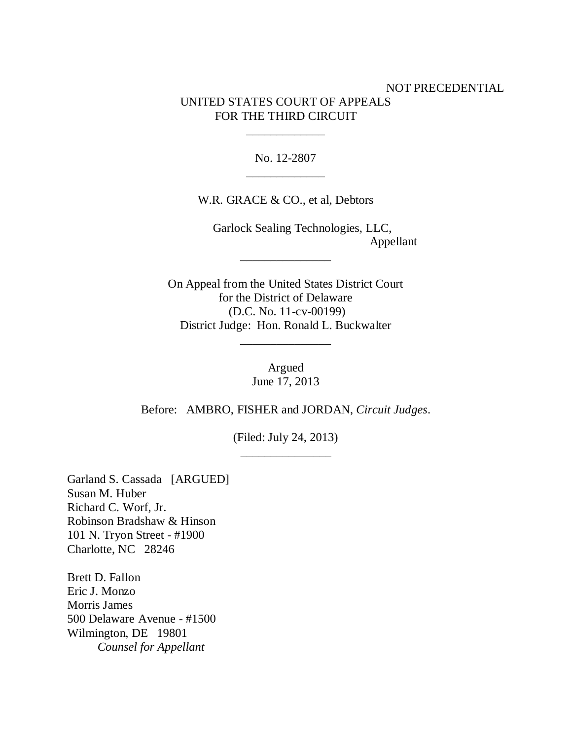NOT PRECEDENTIAL

UNITED STATES COURT OF APPEALS
FOR THE THIRD CIRCUIT

---

No. 12-2807

---

W.R. GRACE & CO., et al, Debtors

Garlock Sealing Technologies, LLC,
Appellant

---

On Appeal from the United States District Court
for the District of Delaware
(D.C. No. 11-cv-00199)
District Judge: Hon. Ronald L. Buckwalter

---

Argued
June 17, 2013

Before: AMBRO, FISHER and JORDAN, *Circuit Judges*.

(Filed: July 24, 2013)

---

Garland S. Cassada [ARGUED]
Susan M. Huber
Richard C. Worf, Jr.
Robinson Bradshaw & Hinson
101 N. Tryon Street - #1900
Charlotte, NC 28246

Brett D. Fallon
Eric J. Monzo
Morris James
500 Delaware Avenue - #1500
Wilmington, DE 19801
*Counsel for Appellant*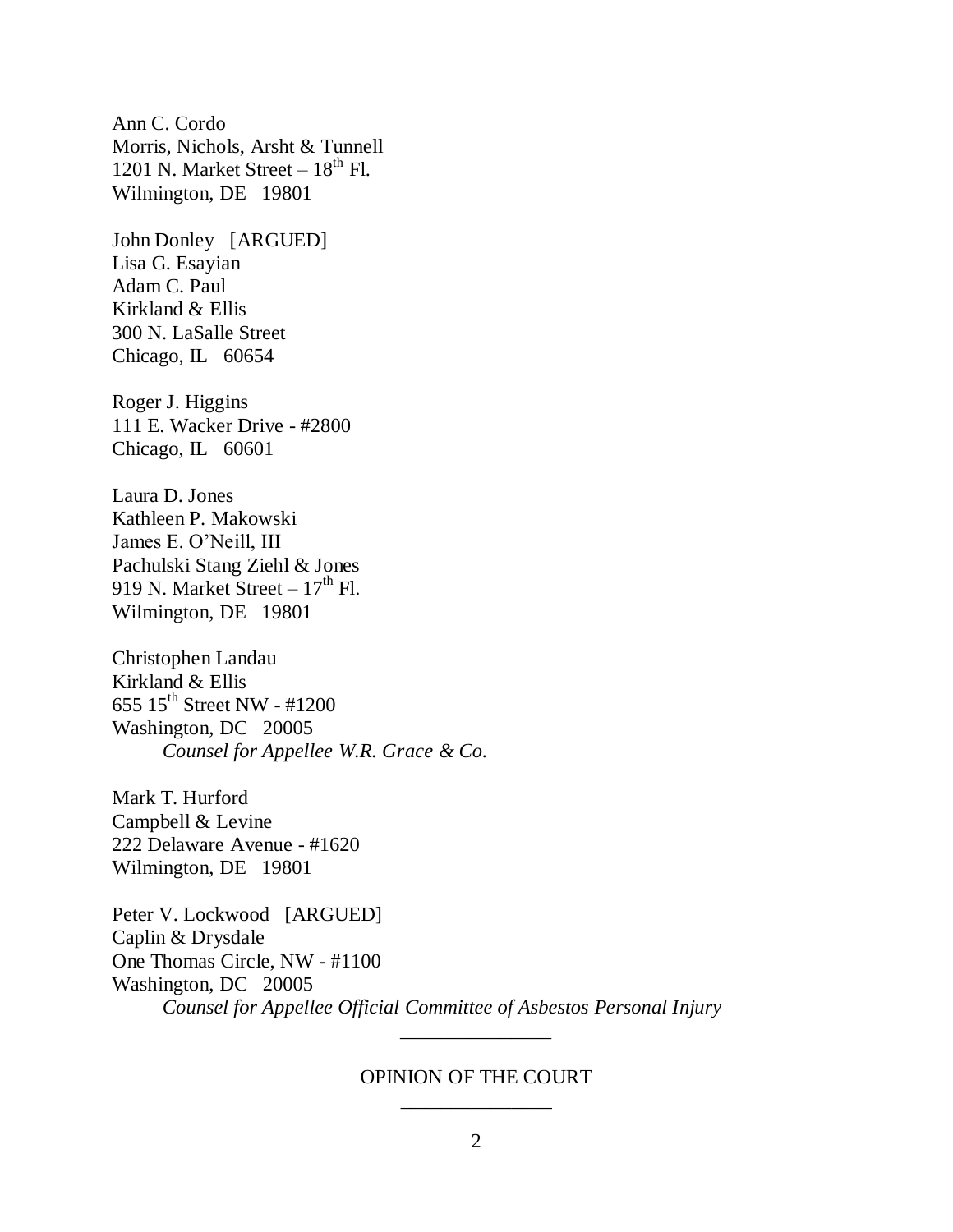Ann C. Cordo
Morris, Nichols, Arsht & Tunnell
1201 N. Market Street – 18th Fl.
Wilmington, DE 19801

John Donley [ARGUED]
Lisa G. Esayian
Adam C. Paul
Kirkland & Ellis
300 N. LaSalle Street
Chicago, IL 60654

Roger J. Higgins
111 E. Wacker Drive - #2800
Chicago, IL 60601

Laura D. Jones
Kathleen P. Makowski
James E. O'Neill, III
Pachulski Stang Ziehl & Jones
919 N. Market Street – 17th Fl.
Wilmington, DE 19801

Christophen Landau
Kirkland & Ellis
655 15th Street NW - #1200
Washington, DC 20005
*Counsel for Appellee W.R. Grace & Co.*

Mark T. Hurford
Campbell & Levine
222 Delaware Avenue - #1620
Wilmington, DE 19801

Peter V. Lockwood [ARGUED]
Caplin & Drysdale
One Thomas Circle, NW - #1100
Washington, DC 20005
*Counsel for Appellee Official Committee of Asbestos Personal Injury*

---

OPINION OF THE COURT

---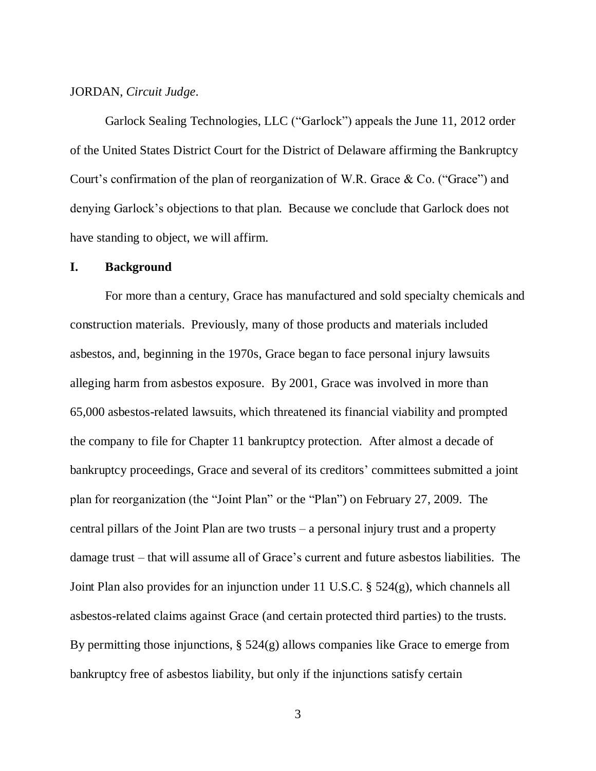JORDAN, *Circuit Judge*.

Garlock Sealing Technologies, LLC ("Garlock") appeals the June 11, 2012 order of the United States District Court for the District of Delaware affirming the Bankruptcy Court's confirmation of the plan of reorganization of W.R. Grace & Co. ("Grace") and denying Garlock's objections to that plan. Because we conclude that Garlock does not have standing to object, we will affirm.

## I. Background

For more than a century, Grace has manufactured and sold specialty chemicals and construction materials. Previously, many of those products and materials included asbestos, and, beginning in the 1970s, Grace began to face personal injury lawsuits alleging harm from asbestos exposure. By 2001, Grace was involved in more than 65,000 asbestos-related lawsuits, which threatened its financial viability and prompted the company to file for Chapter 11 bankruptcy protection. After almost a decade of bankruptcy proceedings, Grace and several of its creditors' committees submitted a joint plan for reorganization (the "Joint Plan" or the "Plan") on February 27, 2009. The central pillars of the Joint Plan are two trusts – a personal injury trust and a property damage trust – that will assume all of Grace's current and future asbestos liabilities. The Joint Plan also provides for an injunction under 11 U.S.C. § 524(g), which channels all asbestos-related claims against Grace (and certain protected third parties) to the trusts. By permitting those injunctions, § 524(g) allows companies like Grace to emerge from bankruptcy free of asbestos liability, but only if the injunctions satisfy certain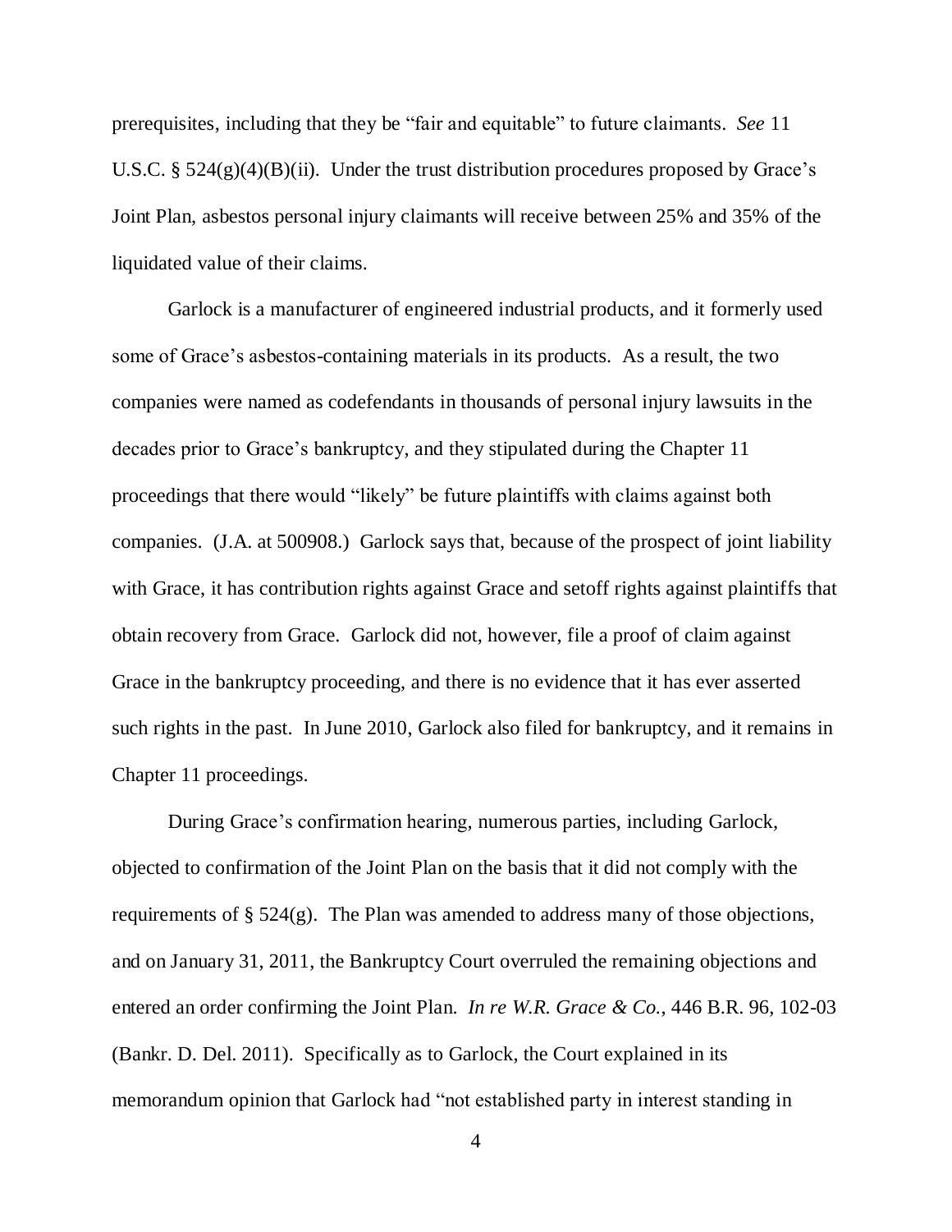prerequisites, including that they be "fair and equitable" to future claimants. *See* 11 U.S.C. § 524(g)(4)(B)(ii). Under the trust distribution procedures proposed by Grace's Joint Plan, asbestos personal injury claimants will receive between 25% and 35% of the liquidated value of their claims.

Garlock is a manufacturer of engineered industrial products, and it formerly used some of Grace's asbestos-containing materials in its products. As a result, the two companies were named as codefendants in thousands of personal injury lawsuits in the decades prior to Grace's bankruptcy, and they stipulated during the Chapter 11 proceedings that there would "likely" be future plaintiffs with claims against both companies. (J.A. at 500908.) Garlock says that, because of the prospect of joint liability with Grace, it has contribution rights against Grace and setoff rights against plaintiffs that obtain recovery from Grace. Garlock did not, however, file a proof of claim against Grace in the bankruptcy proceeding, and there is no evidence that it has ever asserted such rights in the past. In June 2010, Garlock also filed for bankruptcy, and it remains in Chapter 11 proceedings.

During Grace's confirmation hearing, numerous parties, including Garlock, objected to confirmation of the Joint Plan on the basis that it did not comply with the requirements of § 524(g). The Plan was amended to address many of those objections, and on January 31, 2011, the Bankruptcy Court overruled the remaining objections and entered an order confirming the Joint Plan. *In re W.R. Grace & Co.*, 446 B.R. 96, 102-03 (Bankr. D. Del. 2011). Specifically as to Garlock, the Court explained in its memorandum opinion that Garlock had "not established party in interest standing in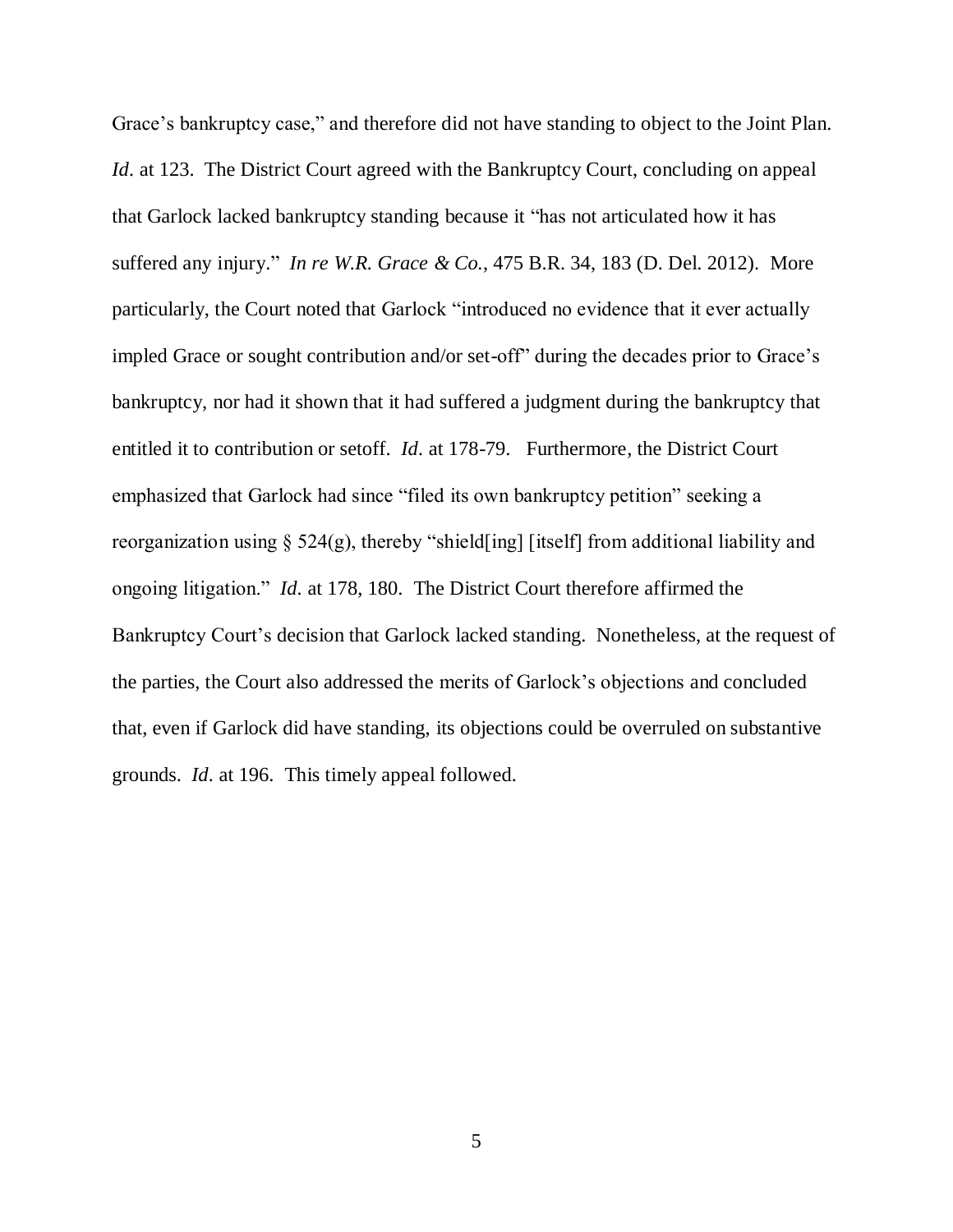Grace's bankruptcy case," and therefore did not have standing to object to the Joint Plan. *Id*. at 123. The District Court agreed with the Bankruptcy Court, concluding on appeal that Garlock lacked bankruptcy standing because it "has not articulated how it has suffered any injury." *In re W.R. Grace & Co.*, 475 B.R. 34, 183 (D. Del. 2012). More particularly, the Court noted that Garlock "introduced no evidence that it ever actually impled Grace or sought contribution and/or set-off" during the decades prior to Grace's bankruptcy, nor had it shown that it had suffered a judgment during the bankruptcy that entitled it to contribution or setoff. *Id*. at 178-79. Furthermore, the District Court emphasized that Garlock had since "filed its own bankruptcy petition" seeking a reorganization using § 524(g), thereby "shield[ing] [itself] from additional liability and ongoing litigation." *Id*. at 178, 180. The District Court therefore affirmed the Bankruptcy Court's decision that Garlock lacked standing. Nonetheless, at the request of the parties, the Court also addressed the merits of Garlock's objections and concluded that, even if Garlock did have standing, its objections could be overruled on substantive grounds. *Id*. at 196. This timely appeal followed.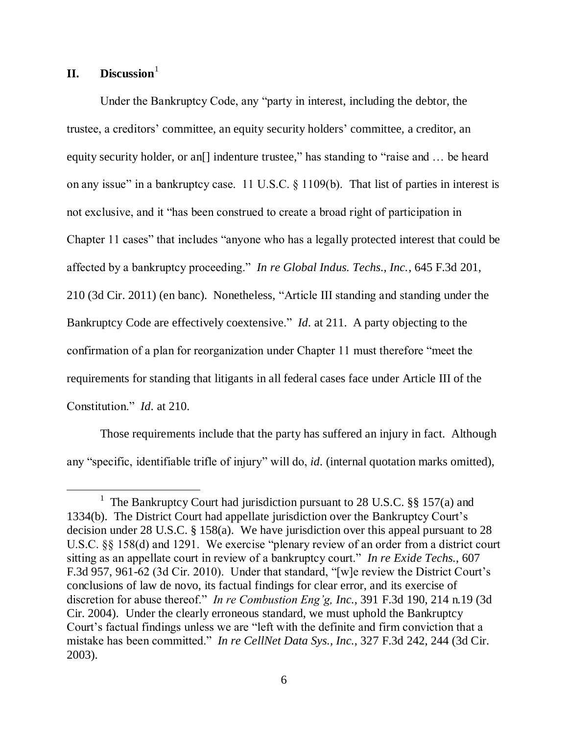## II. Discussion[1]

Under the Bankruptcy Code, any "party in interest, including the debtor, the trustee, a creditors' committee, an equity security holders' committee, a creditor, an equity security holder, or an[] indenture trustee," has standing to "raise and … be heard on any issue" in a bankruptcy case. 11 U.S.C. § 1109(b). That list of parties in interest is not exclusive, and it "has been construed to create a broad right of participation in Chapter 11 cases" that includes "anyone who has a legally protected interest that could be affected by a bankruptcy proceeding." *In re Global Indus. Techs., Inc.*, 645 F.3d 201, 210 (3d Cir. 2011) (en banc). Nonetheless, "Article III standing and standing under the Bankruptcy Code are effectively coextensive." *Id.* at 211. A party objecting to the confirmation of a plan for reorganization under Chapter 11 must therefore "meet the requirements for standing that litigants in all federal cases face under Article III of the Constitution." *Id.* at 210.

Those requirements include that the party has suffered an injury in fact. Although any "specific, identifiable trifle of injury" will do, *id.* (internal quotation marks omitted),

[1] The Bankruptcy Court had jurisdiction pursuant to 28 U.S.C. §§ 157(a) and 1334(b). The District Court had appellate jurisdiction over the Bankruptcy Court's decision under 28 U.S.C. § 158(a). We have jurisdiction over this appeal pursuant to 28 U.S.C. §§ 158(d) and 1291. We exercise "plenary review of an order from a district court sitting as an appellate court in review of a bankruptcy court." *In re Exide Techs.*, 607 F.3d 957, 961-62 (3d Cir. 2010). Under that standard, "[w]e review the District Court's conclusions of law de novo, its factual findings for clear error, and its exercise of discretion for abuse thereof." *In re Combustion Eng'g, Inc.*, 391 F.3d 190, 214 n.19 (3d Cir. 2004). Under the clearly erroneous standard, we must uphold the Bankruptcy Court's factual findings unless we are "left with the definite and firm conviction that a mistake has been committed." *In re CellNet Data Sys., Inc.*, 327 F.3d 242, 244 (3d Cir. 2003).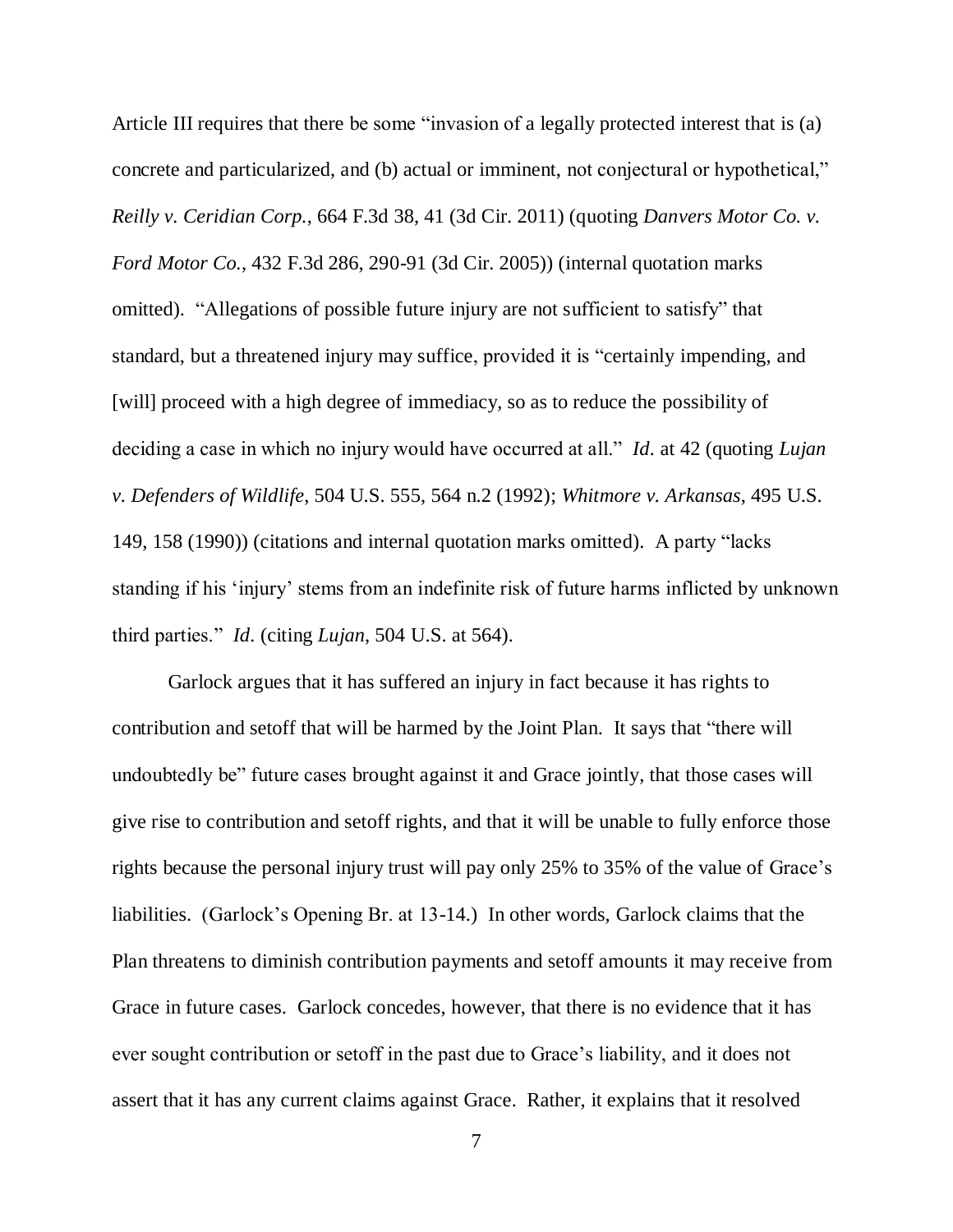Article III requires that there be some "invasion of a legally protected interest that is (a) concrete and particularized, and (b) actual or imminent, not conjectural or hypothetical," *Reilly v. Ceridian Corp.*, 664 F.3d 38, 41 (3d Cir. 2011) (quoting *Danvers Motor Co. v. Ford Motor Co.*, 432 F.3d 286, 290-91 (3d Cir. 2005)) (internal quotation marks omitted). "Allegations of possible future injury are not sufficient to satisfy" that standard, but a threatened injury may suffice, provided it is "certainly impending, and [will] proceed with a high degree of immediacy, so as to reduce the possibility of deciding a case in which no injury would have occurred at all." *Id.* at 42 (quoting *Lujan v. Defenders of Wildlife*, 504 U.S. 555, 564 n.2 (1992); *Whitmore v. Arkansas*, 495 U.S. 149, 158 (1990)) (citations and internal quotation marks omitted). A party "lacks standing if his 'injury' stems from an indefinite risk of future harms inflicted by unknown third parties." *Id.* (citing *Lujan*, 504 U.S. at 564).

Garlock argues that it has suffered an injury in fact because it has rights to contribution and setoff that will be harmed by the Joint Plan. It says that "there will undoubtedly be" future cases brought against it and Grace jointly, that those cases will give rise to contribution and setoff rights, and that it will be unable to fully enforce those rights because the personal injury trust will pay only 25% to 35% of the value of Grace's liabilities. (Garlock's Opening Br. at 13-14.) In other words, Garlock claims that the Plan threatens to diminish contribution payments and setoff amounts it may receive from Grace in future cases. Garlock concedes, however, that there is no evidence that it has ever sought contribution or setoff in the past due to Grace's liability, and it does not assert that it has any current claims against Grace. Rather, it explains that it resolved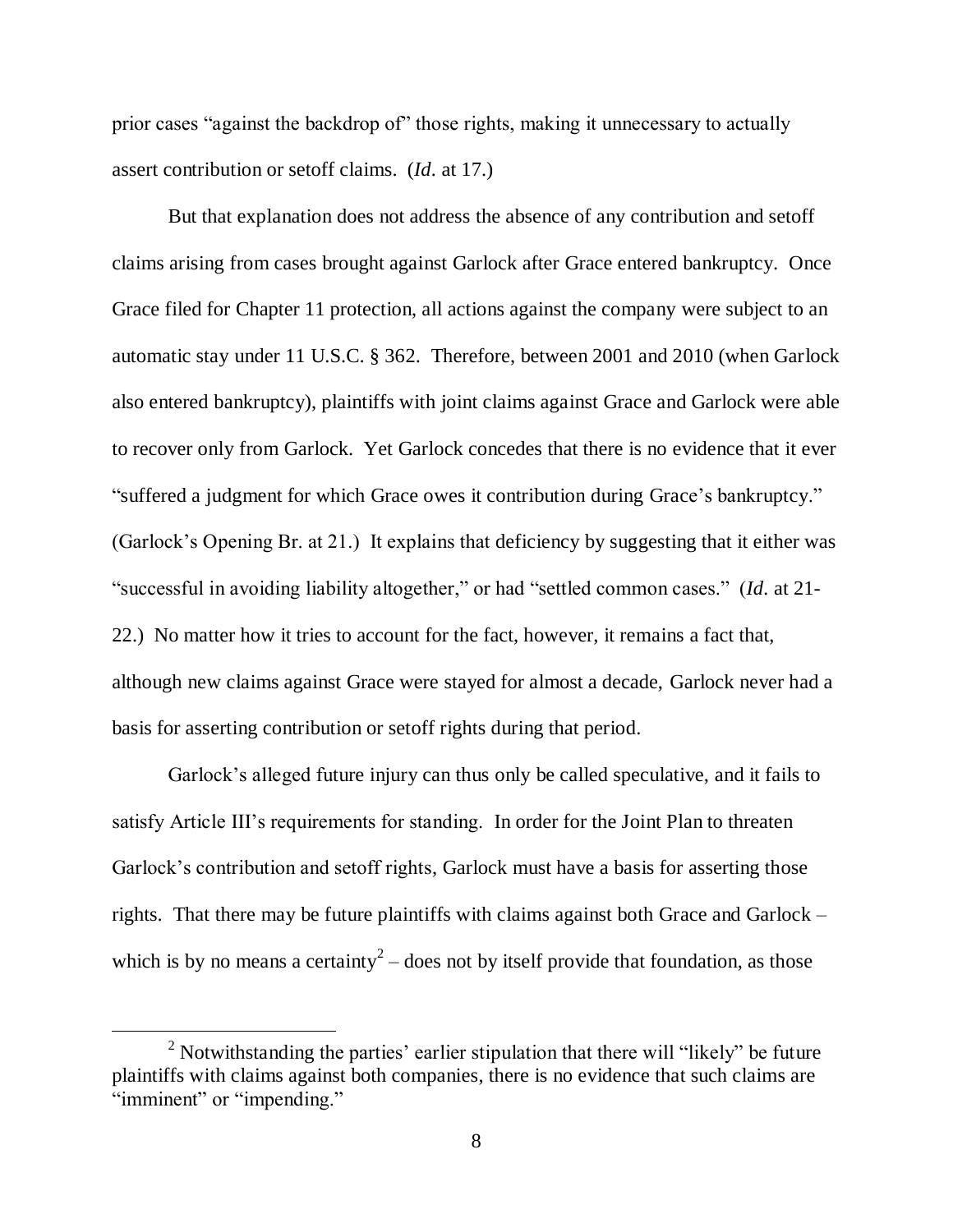prior cases "against the backdrop of" those rights, making it unnecessary to actually assert contribution or setoff claims. (*Id*. at 17.)

But that explanation does not address the absence of any contribution and setoff claims arising from cases brought against Garlock after Grace entered bankruptcy. Once Grace filed for Chapter 11 protection, all actions against the company were subject to an automatic stay under 11 U.S.C. § 362. Therefore, between 2001 and 2010 (when Garlock also entered bankruptcy), plaintiffs with joint claims against Grace and Garlock were able to recover only from Garlock. Yet Garlock concedes that there is no evidence that it ever "suffered a judgment for which Grace owes it contribution during Grace's bankruptcy." (Garlock's Opening Br. at 21.) It explains that deficiency by suggesting that it either was "successful in avoiding liability altogether," or had "settled common cases." (*Id*. at 21-22.) No matter how it tries to account for the fact, however, it remains a fact that, although new claims against Grace were stayed for almost a decade, Garlock never had a basis for asserting contribution or setoff rights during that period.

Garlock's alleged future injury can thus only be called speculative, and it fails to satisfy Article III's requirements for standing. In order for the Joint Plan to threaten Garlock's contribution and setoff rights, Garlock must have a basis for asserting those rights. That there may be future plaintiffs with claims against both Grace and Garlock – which is by no means a certainty[2] – does not by itself provide that foundation, as those

[2] Notwithstanding the parties' earlier stipulation that there will "likely" be future plaintiffs with claims against both companies, there is no evidence that such claims are "imminent" or "impending."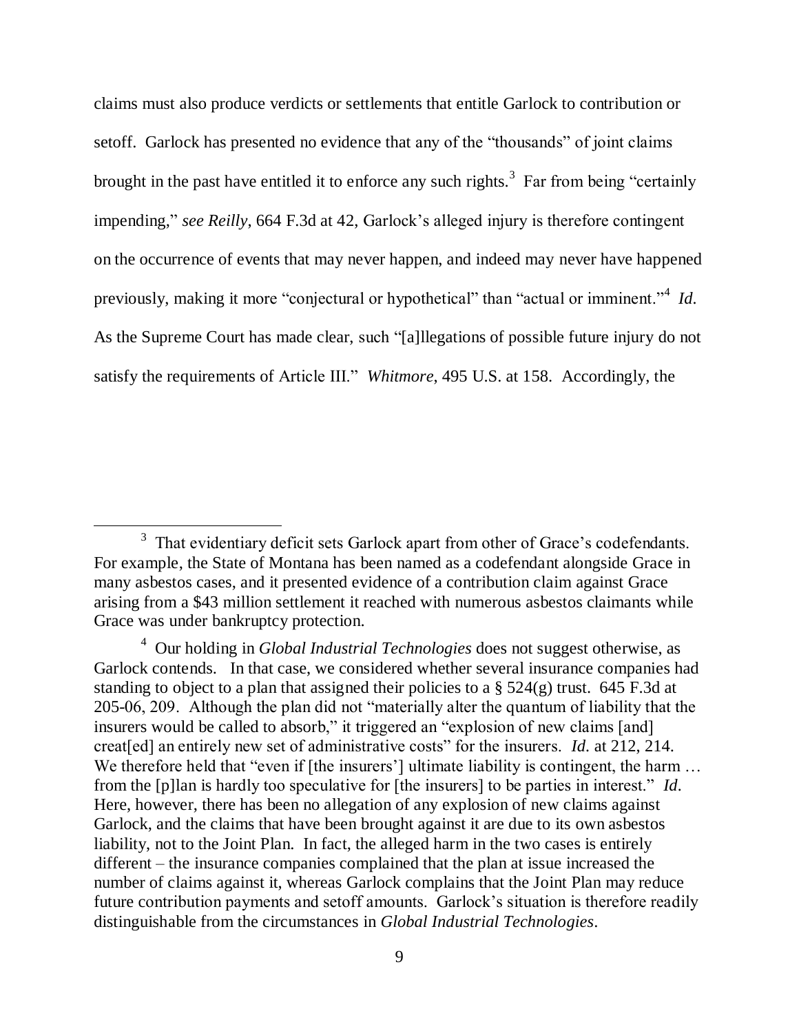claims must also produce verdicts or settlements that entitle Garlock to contribution or setoff. Garlock has presented no evidence that any of the "thousands" of joint claims brought in the past have entitled it to enforce any such rights.[3] Far from being "certainly impending," *see Reilly*, 664 F.3d at 42, Garlock's alleged injury is therefore contingent on the occurrence of events that may never happen, and indeed may never have happened previously, making it more "conjectural or hypothetical" than "actual or imminent."[4] *Id.* As the Supreme Court has made clear, such "[a]llegations of possible future injury do not satisfy the requirements of Article III." *Whitmore*, 495 U.S. at 158. Accordingly, the

---

[3] That evidentiary deficit sets Garlock apart from other of Grace's codefendants. For example, the State of Montana has been named as a codefendant alongside Grace in many asbestos cases, and it presented evidence of a contribution claim against Grace arising from a $43 million settlement it reached with numerous asbestos claimants while Grace was under bankruptcy protection.

[4] Our holding in *Global Industrial Technologies* does not suggest otherwise, as Garlock contends. In that case, we considered whether several insurance companies had standing to object to a plan that assigned their policies to a § 524(g) trust. 645 F.3d at 205-06, 209. Although the plan did not "materially alter the quantum of liability that the insurers would be called to absorb," it triggered an "explosion of new claims [and] creat[ed] an entirely new set of administrative costs" for the insurers. *Id.* at 212, 214. We therefore held that "even if [the insurers'] ultimate liability is contingent, the harm … from the [p]lan is hardly too speculative for [the insurers] to be parties in interest." *Id.* Here, however, there has been no allegation of any explosion of new claims against Garlock, and the claims that have been brought against it are due to its own asbestos liability, not to the Joint Plan. In fact, the alleged harm in the two cases is entirely different – the insurance companies complained that the plan at issue increased the number of claims against it, whereas Garlock complains that the Joint Plan may reduce future contribution payments and setoff amounts. Garlock's situation is therefore readily distinguishable from the circumstances in *Global Industrial Technologies*.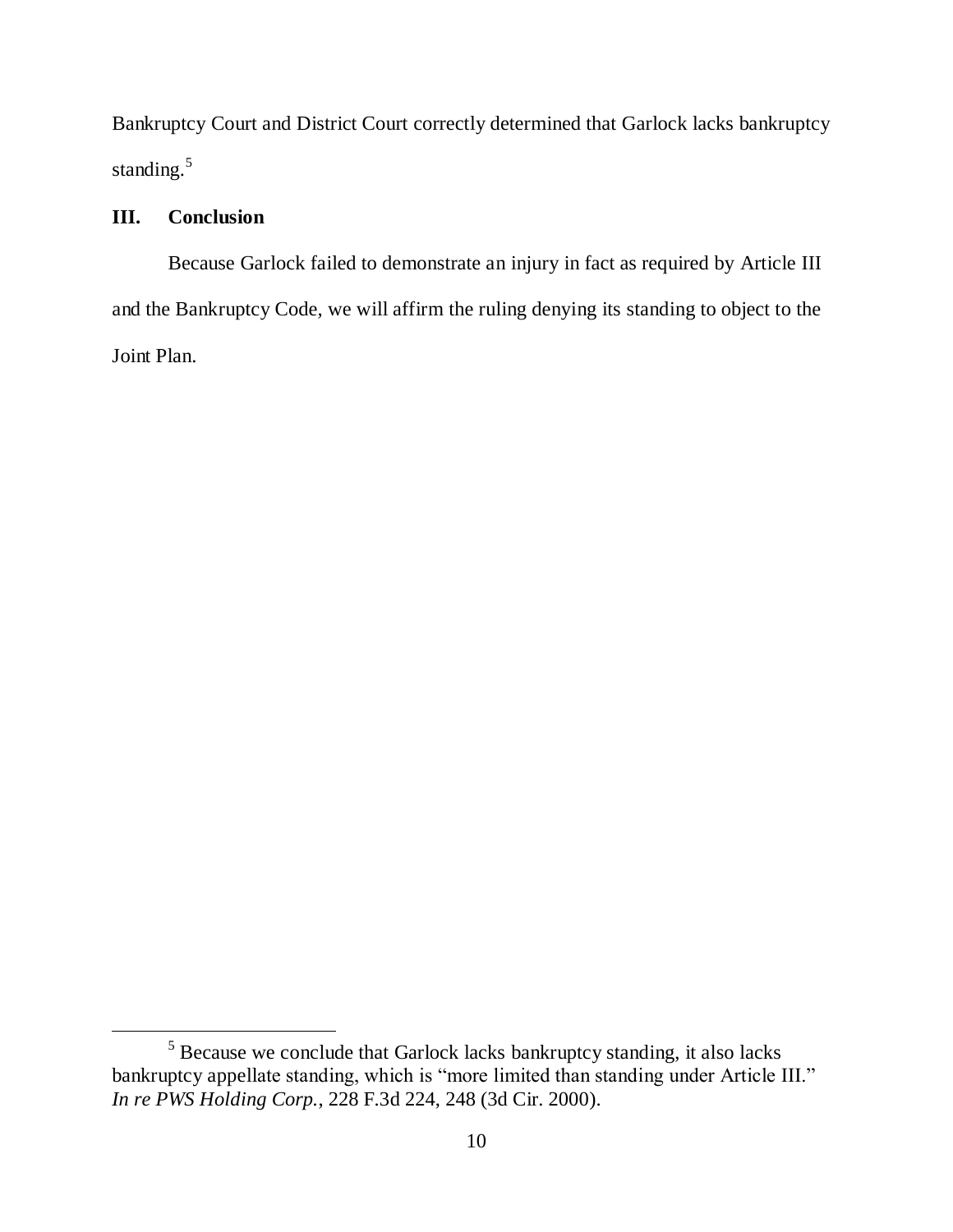Bankruptcy Court and District Court correctly determined that Garlock lacks bankruptcy standing.[5]

## III. Conclusion

Because Garlock failed to demonstrate an injury in fact as required by Article III and the Bankruptcy Code, we will affirm the ruling denying its standing to object to the Joint Plan.

[5] Because we conclude that Garlock lacks bankruptcy standing, it also lacks bankruptcy appellate standing, which is "more limited than standing under Article III." *In re PWS Holding Corp.*, 228 F.3d 224, 248 (3d Cir. 2000).